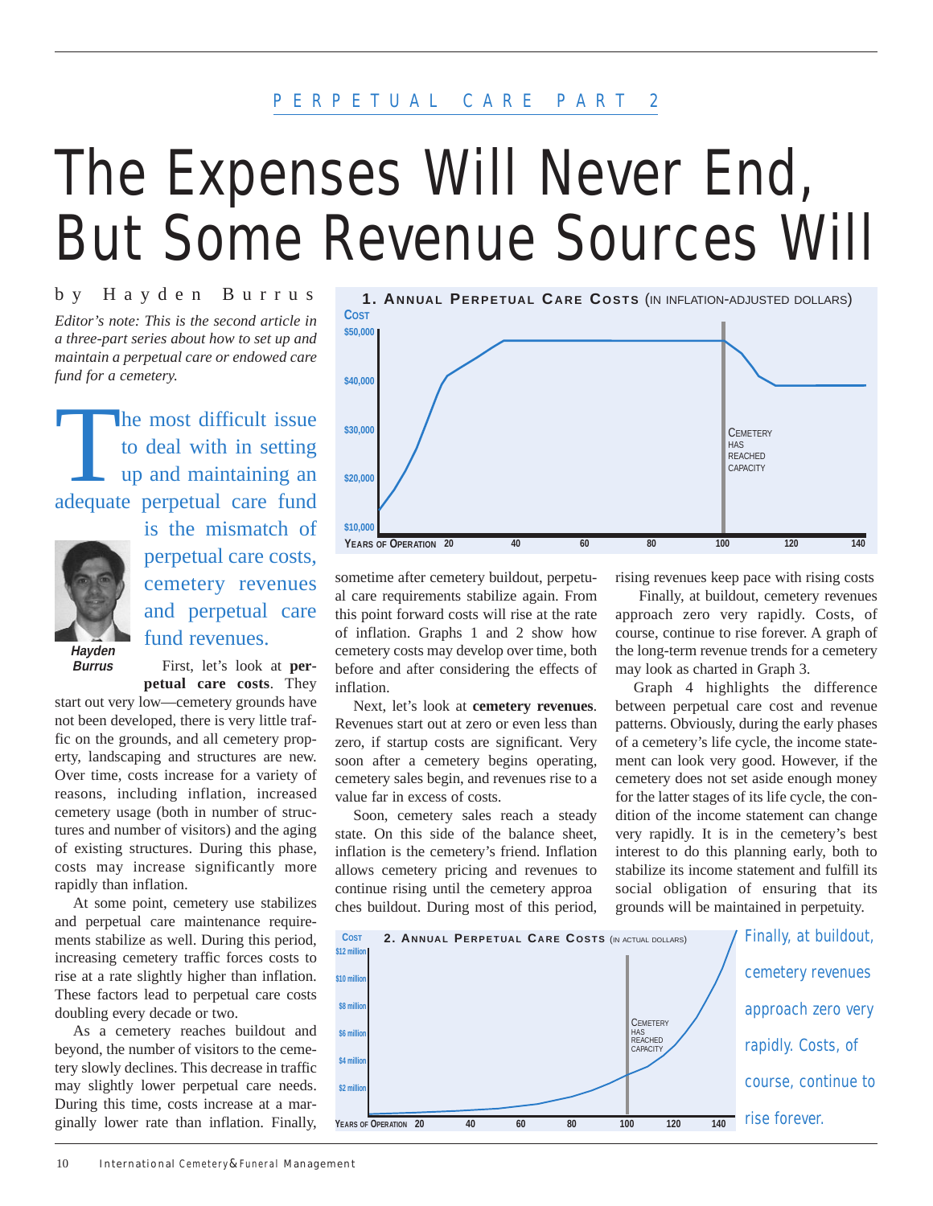PERPETUAL CARE PART 2

# The Expenses Will Never End, But Some Revenue Sources Will

by Hayden Burrus

*Editor's note: This is the second article in a three-part series about how to set up and maintain a perpetual care or endowed care fund for a cemetery.*

The most difficult issue to deal with in setting up and maintaining an adequate perpetual care fund is the mismatch of perpetual care costs, cemetery revenues and perpetual care fund revenues.

**Hayden Burrus**

First, let's look at **perpetual care costs**. They start out very low—cemetery grounds have not been developed, there is very little traffic on the grounds, and all cemetery property, landscaping and structures are new. Over time, costs increase for a variety of reasons, including inflation, increased cemetery usage (both in number of structures and number of visitors) and the aging of existing structures. During this phase, costs may increase significantly more rapidly than inflation.

At some point, cemetery use stabilizes and perpetual care maintenance requirements stabilize as well. During this period, increasing cemetery traffic forces costs to rise at a rate slightly higher than inflation. These factors lead to perpetual care costs doubling every decade or two.

As a cemetery reaches buildout and beyond, the number of visitors to the cemetery slowly declines. This decrease in traffic may slightly lower perpetual care needs. During this time, costs increase at a marginally lower rate than inflation. Finally, sometime after cemetery buildout, perpetual care requirements stabilize again. From this point forward costs will rise at the rate of inflation. Graphs 1 and 2 show how cemetery costs may develop over time, both before and after considering the effects of inflation.

**1. Annual Perpetual Care Costs** (in inflation-adjusted dollars)

Next, let's look at **cemetery revenues**. Revenues start out at zero or even less than zero, if startup costs are significant. Very soon after a cemetery begins operating, cemetery sales begin, and revenues rise to a value far in excess of costs.

Soon, cemetery sales reach a steady state. On this side of the balance sheet, inflation is the cemetery's friend. Inflation allows cemetery pricing and revenues to continue rising until the cemetery approaches buildout. During most of this period, rising revenues keep pace with rising costs

Finally, at buildout, cemetery revenues approach zero very rapidly. Costs, of course, continue to rise forever. A graph of the long-term revenue trends for a cemetery may look as charted in Graph 3.

Graph 4 highlights the difference between perpetual care cost and revenue patterns. Obviously, during the early phases of a cemetery's life cycle, the income statement can look very good. However, if the cemetery does not set aside enough money for the latter stages of its life cycle, the condition of the income statement can change very rapidly. It is in the cemetery's best interest to do this planning early, both to stabilize its income statement and fulfill its social obligation of ensuring that its grounds will be maintained in perpetuity.

**2. Annual Perpetual Care Costs** (in actual dollars)

Finally, at buildout, cemetery revenues approach zero very rapidly. Costs, of course, continue to rise forever.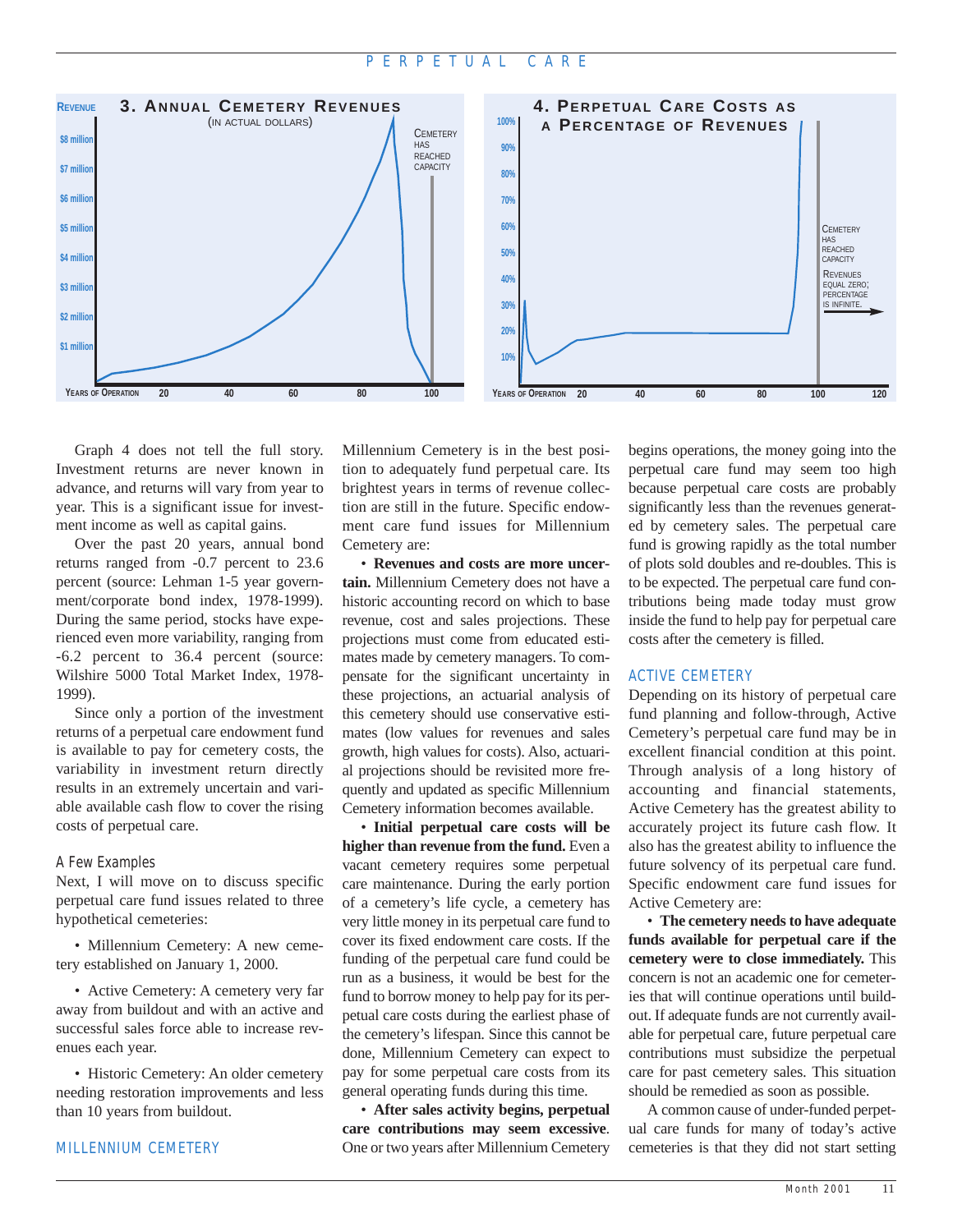**3. Annual Cemetery Revenues**
(in actual dollars)

Revenue: $1 million, $2 million, $3 million, $4 million, $5 million, $6 million, $7 million, $8 million

Years of Operation: 20, 40, 60, 80, 100

Cemetery has reached capacity

**4. Perpetual Care Costs as a Percentage of Revenues**

10%, 20%, 30%, 40%, 50%, 60%, 70%, 80%, 90%, 100%

Years of Operation: 20, 40, 60, 80, 100, 120

Cemetery has reached capacity

Revenues equal zero; percentage is infinite.

Graph 4 does not tell the full story. Investment returns are never known in advance, and returns will vary from year to year. This is a significant issue for investment income as well as capital gains.

Over the past 20 years, annual bond returns ranged from -0.7 percent to 23.6 percent (source: Lehman 1-5 year government/corporate bond index, 1978-1999). During the same period, stocks have experienced even more variability, ranging from -6.2 percent to 36.4 percent (source: Wilshire 5000 Total Market Index, 1978-1999).

Since only a portion of the investment returns of a perpetual care endowment fund is available to pay for cemetery costs, the variability in investment return directly results in an extremely uncertain and variable available cash flow to cover the rising costs of perpetual care.

### A Few Examples

Next, I will move on to discuss specific perpetual care fund issues related to three hypothetical cemeteries:

• Millennium Cemetery: A new cemetery established on January 1, 2000.

• Active Cemetery: A cemetery very far away from buildout and with an active and successful sales force able to increase revenues each year.

• Historic Cemetery: An older cemetery needing restoration improvements and less than 10 years from buildout.

### MILLENNIUM CEMETERY

Millennium Cemetery is in the best position to adequately fund perpetual care. Its brightest years in terms of revenue collection are still in the future. Specific endowment care fund issues for Millennium Cemetery are:

• **Revenues and costs are more uncertain.** Millennium Cemetery does not have a historic accounting record on which to base revenue, cost and sales projections. These projections must come from educated estimates made by cemetery managers. To compensate for the significant uncertainty in these projections, an actuarial analysis of this cemetery should use conservative estimates (low values for revenues and sales growth, high values for costs). Also, actuarial projections should be revisited more frequently and updated as specific Millennium Cemetery information becomes available.

• **Initial perpetual care costs will be higher than revenue from the fund.** Even a vacant cemetery requires some perpetual care maintenance. During the early portion of a cemetery's life cycle, a cemetery has very little money in its perpetual care fund to cover its fixed endowment care costs. If the funding of the perpetual care fund could be run as a business, it would be best for the fund to borrow money to help pay for its perpetual care costs during the earliest phase of the cemetery's lifespan. Since this cannot be done, Millennium Cemetery can expect to pay for some perpetual care costs from its general operating funds during this time.

• **After sales activity begins, perpetual care contributions may seem excessive**. One or two years after Millennium Cemetery begins operations, the money going into the perpetual care fund may seem too high because perpetual care costs are probably significantly less than the revenues generated by cemetery sales. The perpetual care fund is growing rapidly as the total number of plots sold doubles and re-doubles. This is to be expected. The perpetual care fund contributions being made today must grow inside the fund to help pay for perpetual care costs after the cemetery is filled.

### ACTIVE CEMETERY

Depending on its history of perpetual care fund planning and follow-through, Active Cemetery's perpetual care fund may be in excellent financial condition at this point. Through analysis of a long history of accounting and financial statements, Active Cemetery has the greatest ability to accurately project its future cash flow. It also has the greatest ability to influence the future solvency of its perpetual care fund. Specific endowment care fund issues for Active Cemetery are:

• **The cemetery needs to have adequate funds available for perpetual care if the cemetery were to close immediately.** This concern is not an academic one for cemeteries that will continue operations until buildout. If adequate funds are not currently available for perpetual care, future perpetual care contributions must subsidize the perpetual care for past cemetery sales. This situation should be remedied as soon as possible.

A common cause of under-funded perpetual care funds for many of today's active cemeteries is that they did not start setting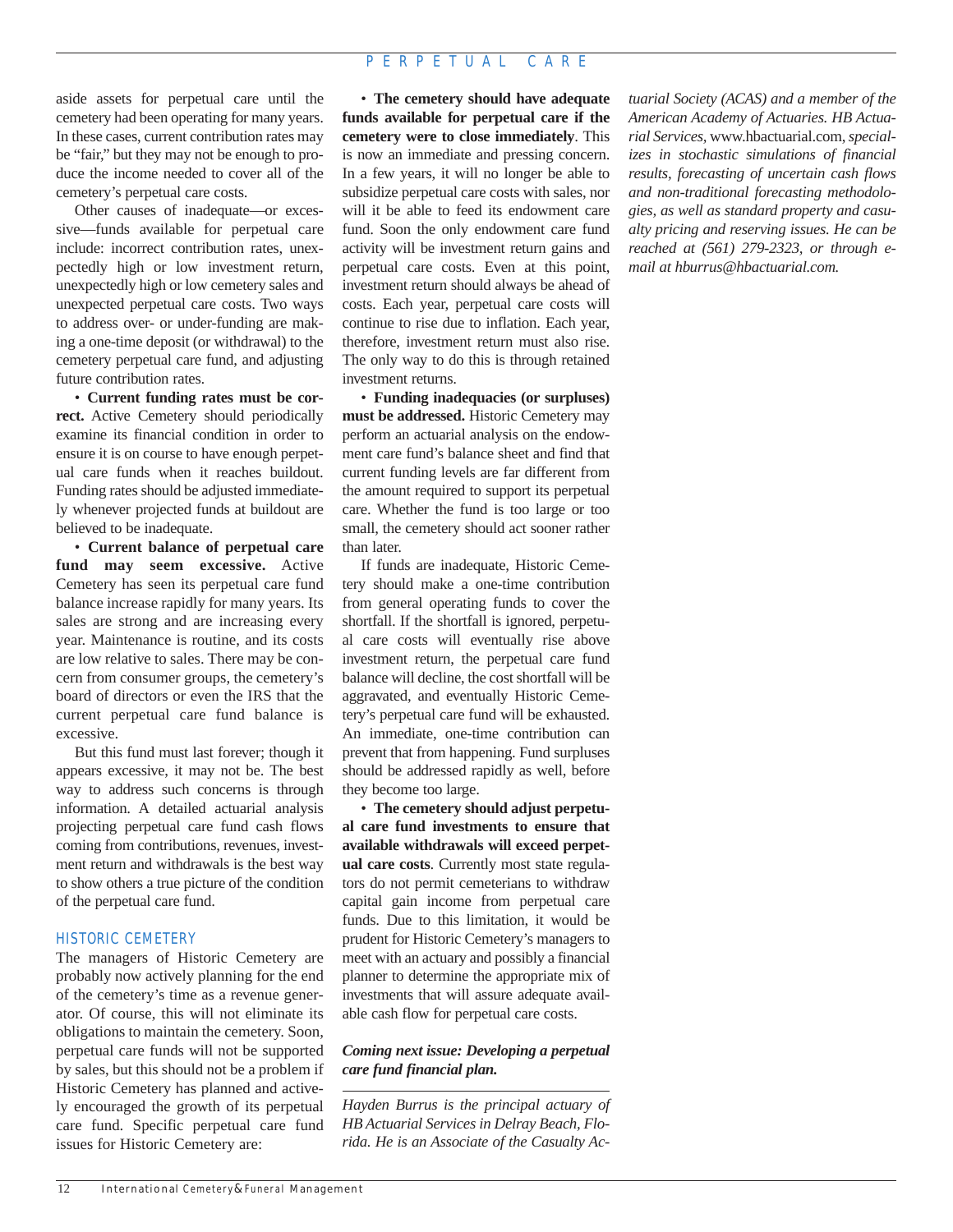aside assets for perpetual care until the cemetery had been operating for many years. In these cases, current contribution rates may be "fair," but they may not be enough to produce the income needed to cover all of the cemetery's perpetual care costs.

Other causes of inadequate—or excessive—funds available for perpetual care include: incorrect contribution rates, unexpectedly high or low investment return, unexpectedly high or low cemetery sales and unexpected perpetual care costs. Two ways to address over- or under-funding are making a one-time deposit (or withdrawal) to the cemetery perpetual care fund, and adjusting future contribution rates.

- **Current funding rates must be correct.** Active Cemetery should periodically examine its financial condition in order to ensure it is on course to have enough perpetual care funds when it reaches buildout. Funding rates should be adjusted immediately whenever projected funds at buildout are believed to be inadequate.

- **Current balance of perpetual care fund may seem excessive.** Active Cemetery has seen its perpetual care fund balance increase rapidly for many years. Its sales are strong and are increasing every year. Maintenance is routine, and its costs are low relative to sales. There may be concern from consumer groups, the cemetery's board of directors or even the IRS that the current perpetual care fund balance is excessive.

But this fund must last forever; though it appears excessive, it may not be. The best way to address such concerns is through information. A detailed actuarial analysis projecting perpetual care fund cash flows coming from contributions, revenues, investment return and withdrawals is the best way to show others a true picture of the condition of the perpetual care fund.

## HISTORIC CEMETERY

The managers of Historic Cemetery are probably now actively planning for the end of the cemetery's time as a revenue generator. Of course, this will not eliminate its obligations to maintain the cemetery. Soon, perpetual care funds will not be supported by sales, but this should not be a problem if Historic Cemetery has planned and actively encouraged the growth of its perpetual care fund. Specific perpetual care fund issues for Historic Cemetery are:

- **The cemetery should have adequate funds available for perpetual care if the cemetery were to close immediately**. This is now an immediate and pressing concern. In a few years, it will no longer be able to subsidize perpetual care costs with sales, nor will it be able to feed its endowment care fund. Soon the only endowment care fund activity will be investment return gains and perpetual care costs. Even at this point, investment return should always be ahead of costs. Each year, perpetual care costs will continue to rise due to inflation. Each year, therefore, investment return must also rise. The only way to do this is through retained investment returns.

- **Funding inadequacies (or surpluses) must be addressed.** Historic Cemetery may perform an actuarial analysis on the endowment care fund's balance sheet and find that current funding levels are far different from the amount required to support its perpetual care. Whether the fund is too large or too small, the cemetery should act sooner rather than later.

If funds are inadequate, Historic Cemetery should make a one-time contribution from general operating funds to cover the shortfall. If the shortfall is ignored, perpetual care costs will eventually rise above investment return, the perpetual care fund balance will decline, the cost shortfall will be aggravated, and eventually Historic Cemetery's perpetual care fund will be exhausted. An immediate, one-time contribution can prevent that from happening. Fund surpluses should be addressed rapidly as well, before they become too large.

- **The cemetery should adjust perpetual care fund investments to ensure that available withdrawals will exceed perpetual care costs**. Currently most state regulators do not permit cemeterians to withdraw capital gain income from perpetual care funds. Due to this limitation, it would be prudent for Historic Cemetery's managers to meet with an actuary and possibly a financial planner to determine the appropriate mix of investments that will assure adequate available cash flow for perpetual care costs.

***Coming next issue: Developing a perpetual care fund financial plan.***

---

*Hayden Burrus is the principal actuary of HB Actuarial Services in Delray Beach, Florida. He is an Associate of the Casualty Actuarial Society (ACAS) and a member of the American Academy of Actuaries. HB Actuarial Services,* www.hbactuarial.com, *specializes in stochastic simulations of financial results, forecasting of uncertain cash flows and non-traditional forecasting methodologies, as well as standard property and casualty pricing and reserving issues. He can be reached at (561) 279-2323, or through e-mail at hburrus@hbactuarial.com.*